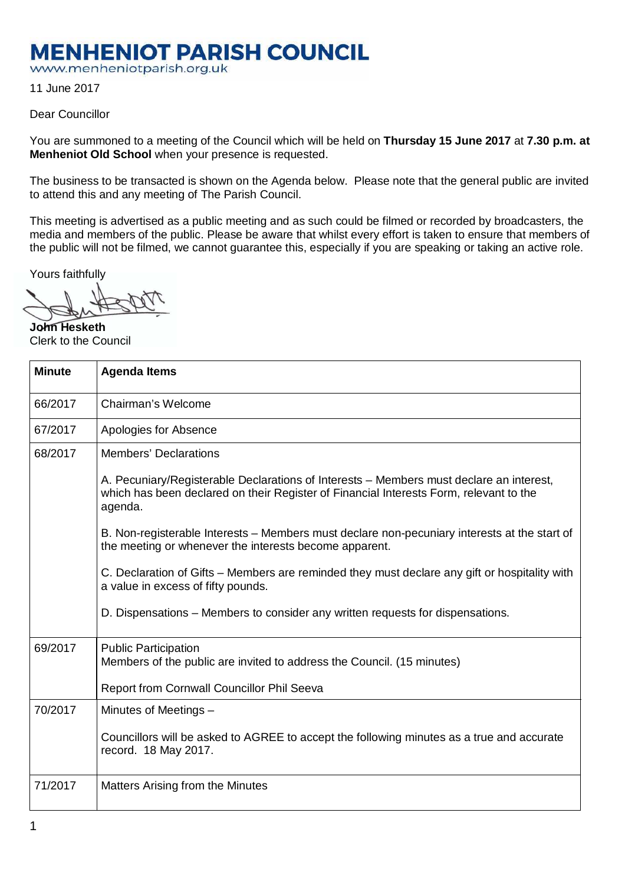# MENHENIOT PARISH COUNCIL

www.menheniotparish.org.uk

11 June 2017

Dear Councillor

You are summoned to a meeting of the Council which will be held on **Thursday 15 June 2017** at **7.30 p.m. at Menheniot Old School** when your presence is requested.

The business to be transacted is shown on the Agenda below. Please note that the general public are invited to attend this and any meeting of The Parish Council.

This meeting is advertised as a public meeting and as such could be filmed or recorded by broadcasters, the media and members of the public. Please be aware that whilst every effort is taken to ensure that members of the public will not be filmed, we cannot guarantee this, especially if you are speaking or taking an active role.

Yours faithfully

**John Hesketh**
Clerk to the Council

| Minute | Agenda Items |
|---|---|
| 66/2017 | Chairman's Welcome |
| 67/2017 | Apologies for Absence |
| 68/2017 | Members' Declarations<br><br>A. Pecuniary/Registerable Declarations of Interests – Members must declare an interest, which has been declared on their Register of Financial Interests Form, relevant to the agenda.<br><br>B. Non-registerable Interests – Members must declare non-pecuniary interests at the start of the meeting or whenever the interests become apparent.<br><br>C. Declaration of Gifts – Members are reminded they must declare any gift or hospitality with a value in excess of fifty pounds.<br><br>D. Dispensations – Members to consider any written requests for dispensations. |
| 69/2017 | Public Participation<br>Members of the public are invited to address the Council. (15 minutes)<br><br>Report from Cornwall Councillor Phil Seeva |
| 70/2017 | Minutes of Meetings –<br><br>Councillors will be asked to AGREE to accept the following minutes as a true and accurate record. 18 May 2017. |
| 71/2017 | Matters Arising from the Minutes |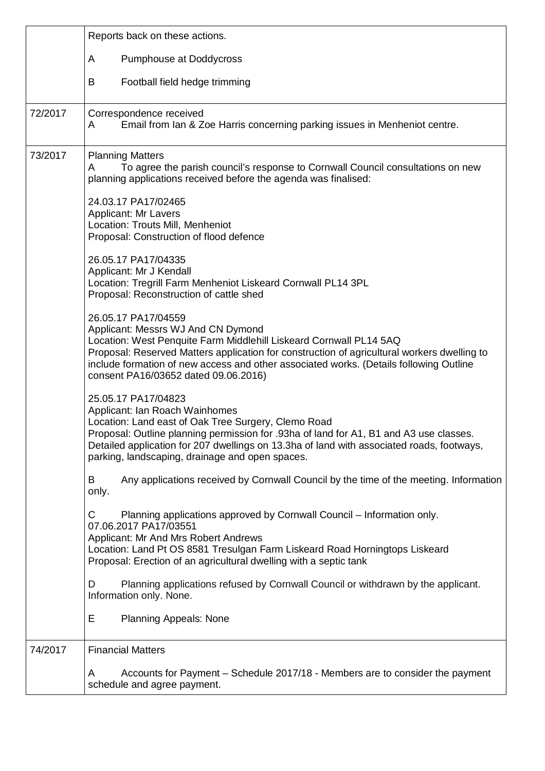| | |
|---|---|
| | Reports back on these actions.<br><br>A Pumphouse at Doddycross<br><br>B Football field hedge trimming |
| 72/2017 | Correspondence received<br>A Email from Ian & Zoe Harris concerning parking issues in Menheniot centre. |
| 73/2017 | Planning Matters<br>A To agree the parish council's response to Cornwall Council consultations on new planning applications received before the agenda was finalised:<br><br>24.03.17 PA17/02465<br>Applicant: Mr Lavers<br>Location: Trouts Mill, Menheniot<br>Proposal: Construction of flood defence<br><br>26.05.17 PA17/04335<br>Applicant: Mr J Kendall<br>Location: Tregrill Farm Menheniot Liskeard Cornwall PL14 3PL<br>Proposal: Reconstruction of cattle shed<br><br>26.05.17 PA17/04559<br>Applicant: Messrs WJ And CN Dymond<br>Location: West Penquite Farm Middlehill Liskeard Cornwall PL14 5AQ<br>Proposal: Reserved Matters application for construction of agricultural workers dwelling to include formation of new access and other associated works. (Details following Outline consent PA16/03652 dated 09.06.2016)<br><br>25.05.17 PA17/04823<br>Applicant: Ian Roach Wainhomes<br>Location: Land east of Oak Tree Surgery, Clemo Road<br>Proposal: Outline planning permission for .93ha of land for A1, B1 and A3 use classes. Detailed application for 207 dwellings on 13.3ha of land with associated roads, footways, parking, landscaping, drainage and open spaces.<br><br>B Any applications received by Cornwall Council by the time of the meeting. Information only.<br><br>C Planning applications approved by Cornwall Council – Information only.<br>07.06.2017 PA17/03551<br>Applicant: Mr And Mrs Robert Andrews<br>Location: Land Pt OS 8581 Tresulgan Farm Liskeard Road Horningtops Liskeard<br>Proposal: Erection of an agricultural dwelling with a septic tank<br><br>D Planning applications refused by Cornwall Council or withdrawn by the applicant. Information only. None.<br><br>E Planning Appeals: None |
| 74/2017 | Financial Matters<br><br>A Accounts for Payment – Schedule 2017/18 - Members are to consider the payment schedule and agree payment. |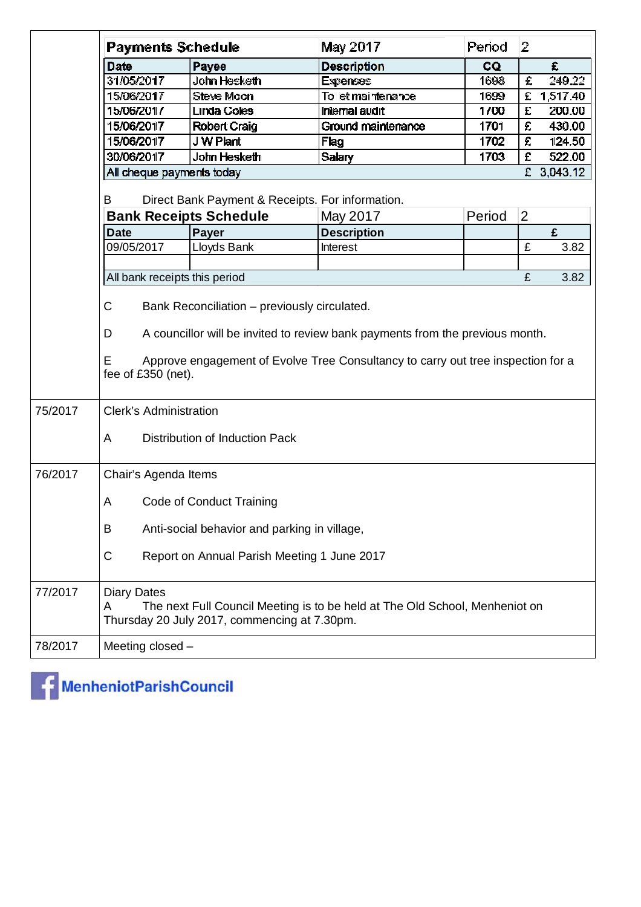| | |
|---|---|
| | **Payments Schedule** — May 2017 — Period 2 |

| Date | Payee | Description | CQ | £ |
|---|---|---|---|---|
| 31/05/2017 | John Hesketh | Expenses | 1698 | £ 249.22 |
| 15/06/2017 | Steve Moon | To et maintenance | 1699 | £ 1,517.40 |
| 15/06/2017 | Linda Coles | Internal audit | 1700 | £ 200.00 |
| 15/06/2017 | Robert Craig | Ground maintenance | 1701 | £ 430.00 |
| 15/06/2017 | J W Plant | Flag | 1702 | £ 124.50 |
| 30/06/2017 | John Hesketh | Salary | 1703 | £ 522.00 |
| All cheque payments today | | | | £ 3,043.12 |

B Direct Bank Payment & Receipts. For information.

**Bank Receipts Schedule** — May 2017 — Period 2

| Date | Payer | Description | | £ |
|---|---|---|---|---|
| 09/05/2017 | Lloyds Bank | Interest | | £ 3.82 |
| | | | | |
| All bank receipts this period | | | | £ 3.82 |

C Bank Reconciliation – previously circulated.

D A councillor will be invited to review bank payments from the previous month.

E Approve engagement of Evolve Tree Consultancy to carry out tree inspection for a fee of £350 (net).

**75/2017** Clerk's Administration

A Distribution of Induction Pack

**76/2017** Chair's Agenda Items

A Code of Conduct Training

B Anti-social behavior and parking in village,

C Report on Annual Parish Meeting 1 June 2017

**77/2017** Diary Dates

A The next Full Council Meeting is to be held at The Old School, Menheniot on Thursday 20 July 2017, commencing at 7.30pm.

**78/2017** Meeting closed –

MenheniotParishCouncil